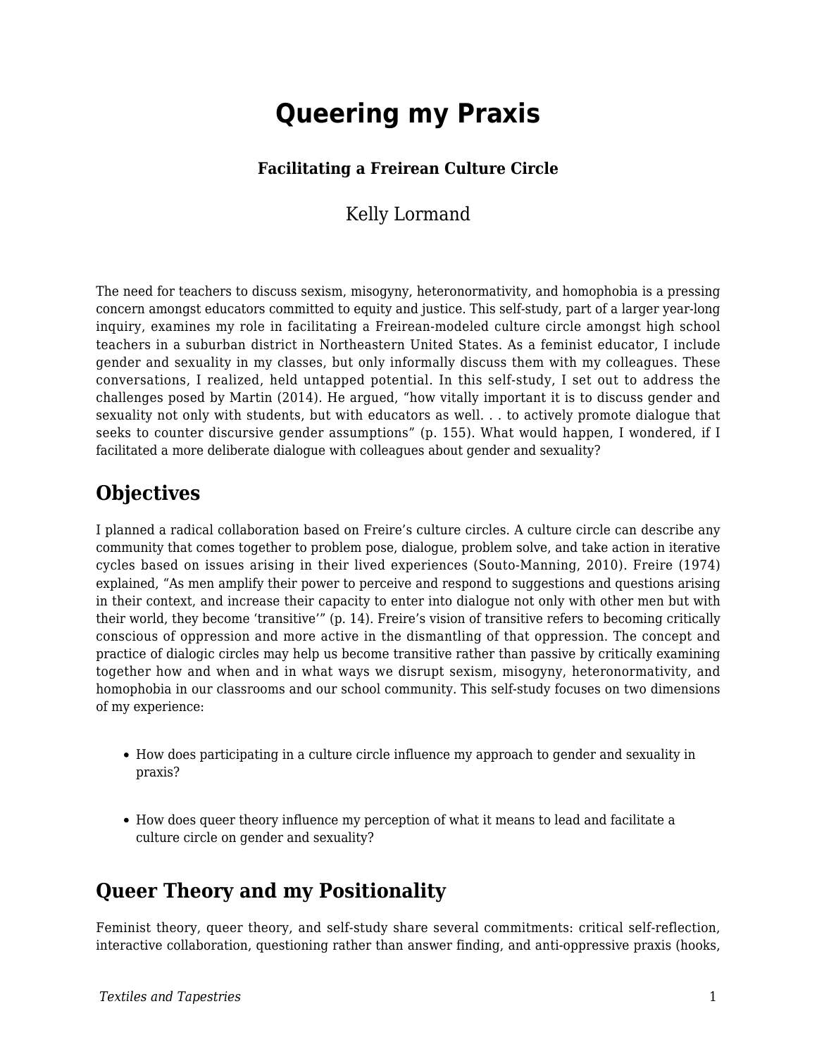# Queering my Praxis

### Facilitating a Freirean Culture Circle

Kelly Lormand

The need for teachers to discuss sexism, misogyny, heteronormativity, and homophobia is a pressing concern amongst educators committed to equity and justice. This self-study, part of a larger year-long inquiry, examines my role in facilitating a Freirean-modeled culture circle amongst high school teachers in a suburban district in Northeastern United States. As a feminist educator, I include gender and sexuality in my classes, but only informally discuss them with my colleagues. These conversations, I realized, held untapped potential. In this self-study, I set out to address the challenges posed by Martin (2014). He argued, "how vitally important it is to discuss gender and sexuality not only with students, but with educators as well. . . to actively promote dialogue that seeks to counter discursive gender assumptions" (p. 155). What would happen, I wondered, if I facilitated a more deliberate dialogue with colleagues about gender and sexuality?

## Objectives

I planned a radical collaboration based on Freire's culture circles. A culture circle can describe any community that comes together to problem pose, dialogue, problem solve, and take action in iterative cycles based on issues arising in their lived experiences (Souto-Manning, 2010). Freire (1974) explained, "As men amplify their power to perceive and respond to suggestions and questions arising in their context, and increase their capacity to enter into dialogue not only with other men but with their world, they become 'transitive'" (p. 14). Freire's vision of transitive refers to becoming critically conscious of oppression and more active in the dismantling of that oppression. The concept and practice of dialogic circles may help us become transitive rather than passive by critically examining together how and when and in what ways we disrupt sexism, misogyny, heteronormativity, and homophobia in our classrooms and our school community. This self-study focuses on two dimensions of my experience:

- How does participating in a culture circle influence my approach to gender and sexuality in praxis?
- How does queer theory influence my perception of what it means to lead and facilitate a culture circle on gender and sexuality?

## Queer Theory and my Positionality

Feminist theory, queer theory, and self-study share several commitments: critical self-reflection, interactive collaboration, questioning rather than answer finding, and anti-oppressive praxis (hooks,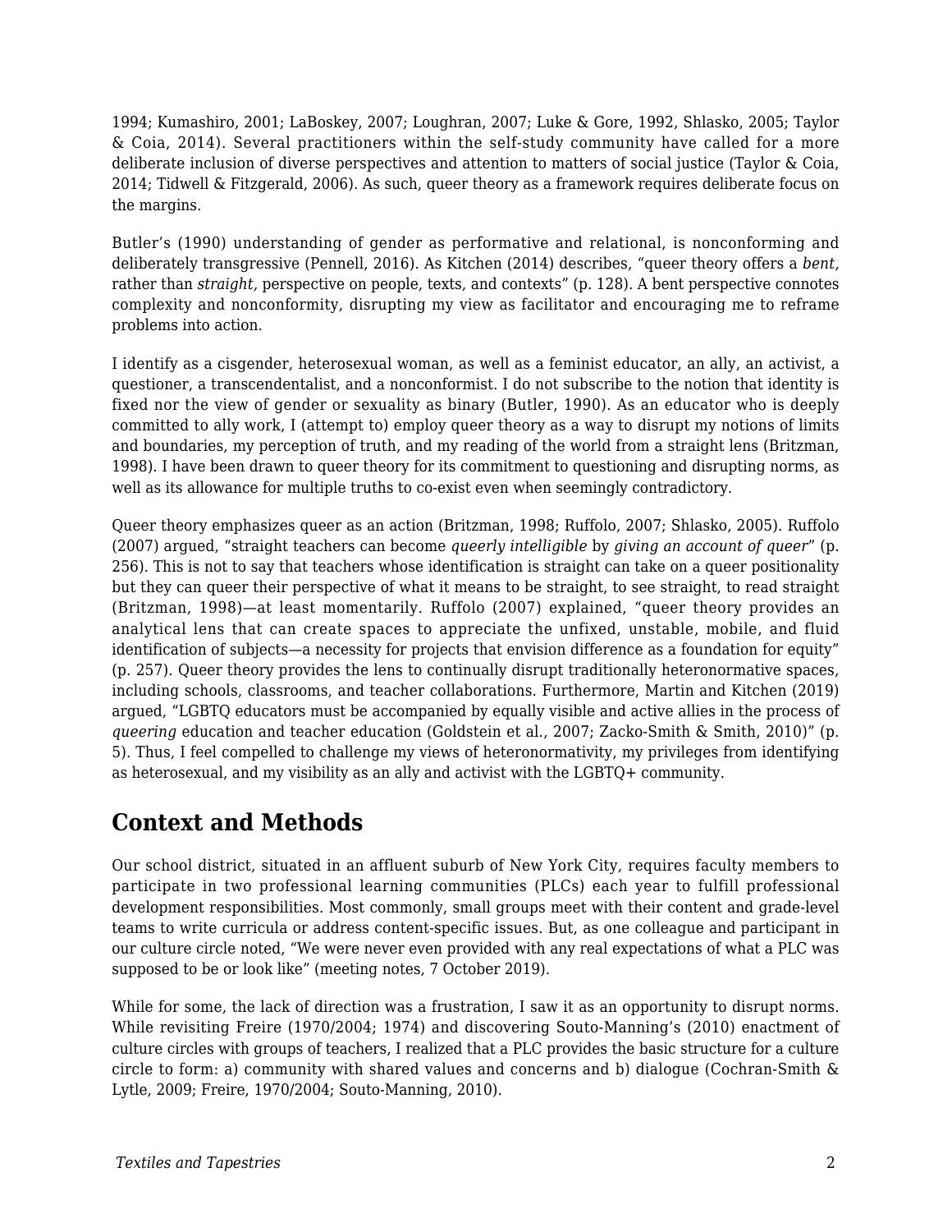1994; Kumashiro, 2001; LaBoskey, 2007; Loughran, 2007; Luke & Gore, 1992, Shlasko, 2005; Taylor & Coia, 2014). Several practitioners within the self-study community have called for a more deliberate inclusion of diverse perspectives and attention to matters of social justice (Taylor & Coia, 2014; Tidwell & Fitzgerald, 2006). As such, queer theory as a framework requires deliberate focus on the margins.

Butler's (1990) understanding of gender as performative and relational, is nonconforming and deliberately transgressive (Pennell, 2016). As Kitchen (2014) describes, "queer theory offers a *bent,* rather than *straight,* perspective on people, texts, and contexts" (p. 128). A bent perspective connotes complexity and nonconformity, disrupting my view as facilitator and encouraging me to reframe problems into action.

I identify as a cisgender, heterosexual woman, as well as a feminist educator, an ally, an activist, a questioner, a transcendentalist, and a nonconformist. I do not subscribe to the notion that identity is fixed nor the view of gender or sexuality as binary (Butler, 1990). As an educator who is deeply committed to ally work, I (attempt to) employ queer theory as a way to disrupt my notions of limits and boundaries, my perception of truth, and my reading of the world from a straight lens (Britzman, 1998). I have been drawn to queer theory for its commitment to questioning and disrupting norms, as well as its allowance for multiple truths to co-exist even when seemingly contradictory.

Queer theory emphasizes queer as an action (Britzman, 1998; Ruffolo, 2007; Shlasko, 2005). Ruffolo (2007) argued, "straight teachers can become *queerly intelligible* by *giving an account of queer*" (p. 256). This is not to say that teachers whose identification is straight can take on a queer positionality but they can queer their perspective of what it means to be straight, to see straight, to read straight (Britzman, 1998)—at least momentarily. Ruffolo (2007) explained, "queer theory provides an analytical lens that can create spaces to appreciate the unfixed, unstable, mobile, and fluid identification of subjects—a necessity for projects that envision difference as a foundation for equity" (p. 257). Queer theory provides the lens to continually disrupt traditionally heteronormative spaces, including schools, classrooms, and teacher collaborations. Furthermore, Martin and Kitchen (2019) argued, "LGBTQ educators must be accompanied by equally visible and active allies in the process of *queering* education and teacher education (Goldstein et al., 2007; Zacko-Smith & Smith, 2010)" (p. 5). Thus, I feel compelled to challenge my views of heteronormativity, my privileges from identifying as heterosexual, and my visibility as an ally and activist with the LGBTQ+ community.

## Context and Methods

Our school district, situated in an affluent suburb of New York City, requires faculty members to participate in two professional learning communities (PLCs) each year to fulfill professional development responsibilities. Most commonly, small groups meet with their content and grade-level teams to write curricula or address content-specific issues. But, as one colleague and participant in our culture circle noted, "We were never even provided with any real expectations of what a PLC was supposed to be or look like" (meeting notes, 7 October 2019).

While for some, the lack of direction was a frustration, I saw it as an opportunity to disrupt norms. While revisiting Freire (1970/2004; 1974) and discovering Souto-Manning's (2010) enactment of culture circles with groups of teachers, I realized that a PLC provides the basic structure for a culture circle to form: a) community with shared values and concerns and b) dialogue (Cochran-Smith & Lytle, 2009; Freire, 1970/2004; Souto-Manning, 2010).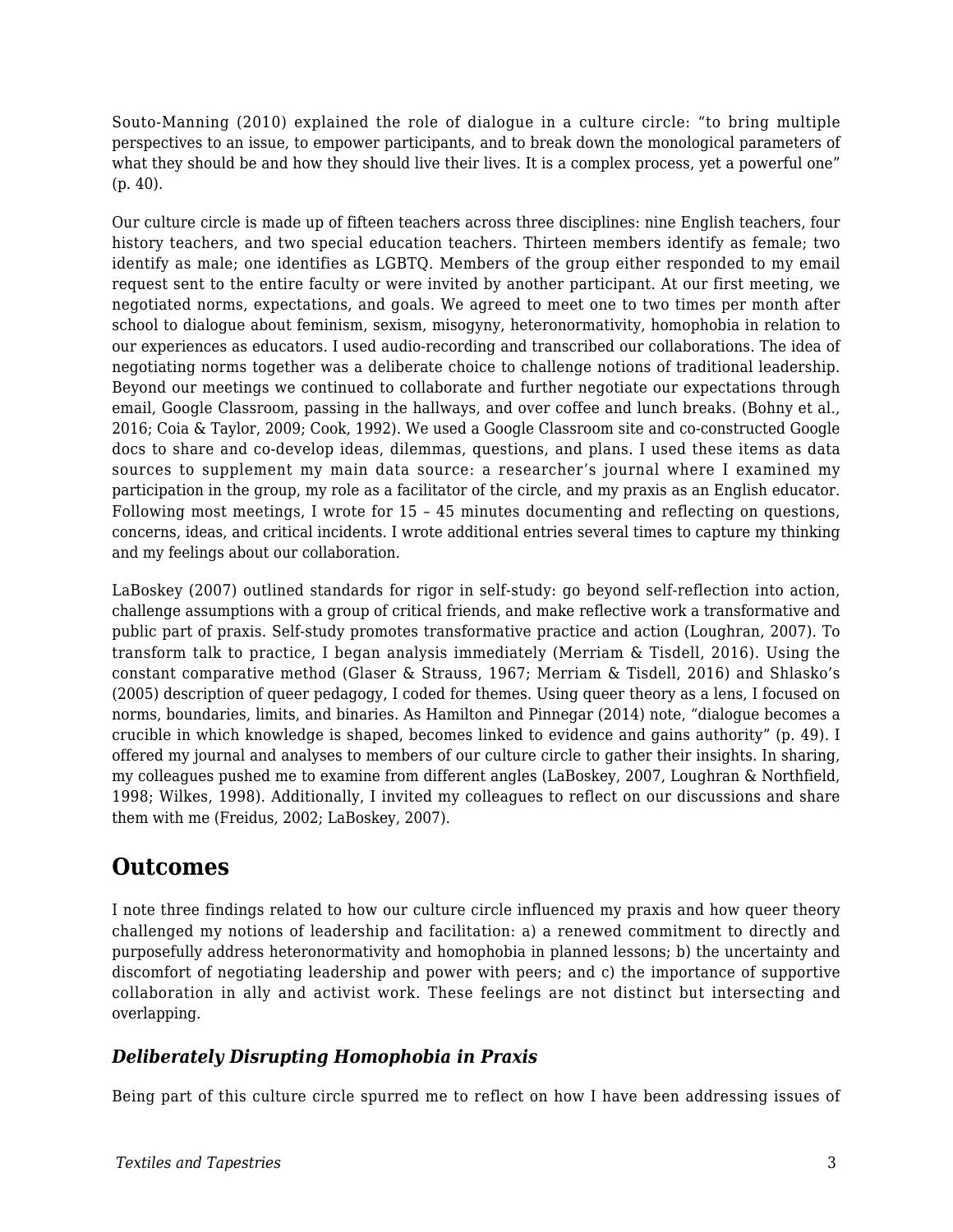Souto-Manning (2010) explained the role of dialogue in a culture circle: "to bring multiple perspectives to an issue, to empower participants, and to break down the monological parameters of what they should be and how they should live their lives. It is a complex process, yet a powerful one" (p. 40).

Our culture circle is made up of fifteen teachers across three disciplines: nine English teachers, four history teachers, and two special education teachers. Thirteen members identify as female; two identify as male; one identifies as LGBTQ. Members of the group either responded to my email request sent to the entire faculty or were invited by another participant. At our first meeting, we negotiated norms, expectations, and goals. We agreed to meet one to two times per month after school to dialogue about feminism, sexism, misogyny, heteronormativity, homophobia in relation to our experiences as educators. I used audio-recording and transcribed our collaborations. The idea of negotiating norms together was a deliberate choice to challenge notions of traditional leadership. Beyond our meetings we continued to collaborate and further negotiate our expectations through email, Google Classroom, passing in the hallways, and over coffee and lunch breaks. (Bohny et al., 2016; Coia & Taylor, 2009; Cook, 1992). We used a Google Classroom site and co-constructed Google docs to share and co-develop ideas, dilemmas, questions, and plans. I used these items as data sources to supplement my main data source: a researcher's journal where I examined my participation in the group, my role as a facilitator of the circle, and my praxis as an English educator. Following most meetings, I wrote for 15 – 45 minutes documenting and reflecting on questions, concerns, ideas, and critical incidents. I wrote additional entries several times to capture my thinking and my feelings about our collaboration.

LaBoskey (2007) outlined standards for rigor in self-study: go beyond self-reflection into action, challenge assumptions with a group of critical friends, and make reflective work a transformative and public part of praxis. Self-study promotes transformative practice and action (Loughran, 2007). To transform talk to practice, I began analysis immediately (Merriam & Tisdell, 2016). Using the constant comparative method (Glaser & Strauss, 1967; Merriam & Tisdell, 2016) and Shlasko's (2005) description of queer pedagogy, I coded for themes. Using queer theory as a lens, I focused on norms, boundaries, limits, and binaries. As Hamilton and Pinnegar (2014) note, "dialogue becomes a crucible in which knowledge is shaped, becomes linked to evidence and gains authority" (p. 49). I offered my journal and analyses to members of our culture circle to gather their insights. In sharing, my colleagues pushed me to examine from different angles (LaBoskey, 2007, Loughran & Northfield, 1998; Wilkes, 1998). Additionally, I invited my colleagues to reflect on our discussions and share them with me (Freidus, 2002; LaBoskey, 2007).

## Outcomes

I note three findings related to how our culture circle influenced my praxis and how queer theory challenged my notions of leadership and facilitation: a) a renewed commitment to directly and purposefully address heteronormativity and homophobia in planned lessons; b) the uncertainty and discomfort of negotiating leadership and power with peers; and c) the importance of supportive collaboration in ally and activist work. These feelings are not distinct but intersecting and overlapping.

### *Deliberately Disrupting Homophobia in Praxis*

Being part of this culture circle spurred me to reflect on how I have been addressing issues of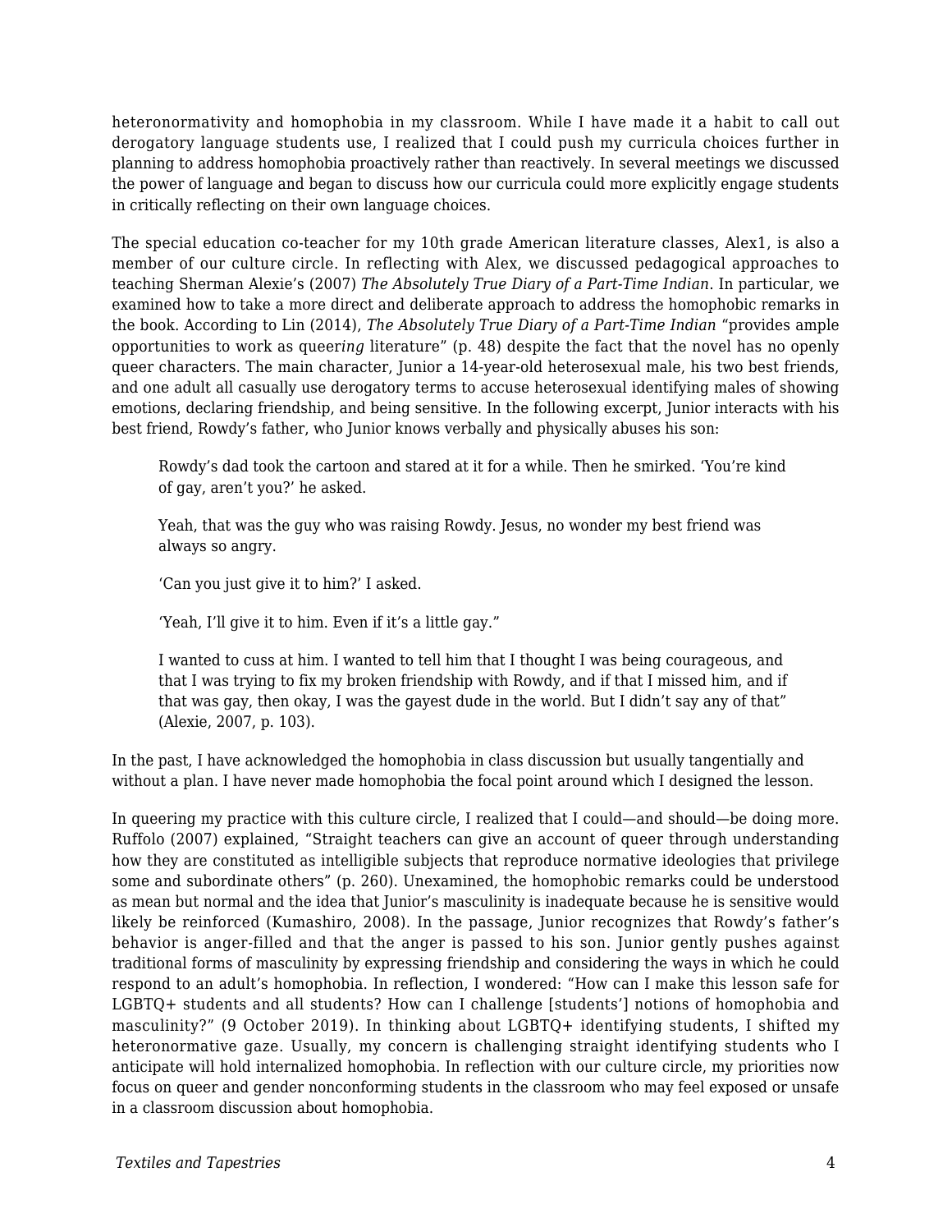heteronormativity and homophobia in my classroom. While I have made it a habit to call out derogatory language students use, I realized that I could push my curricula choices further in planning to address homophobia proactively rather than reactively. In several meetings we discussed the power of language and began to discuss how our curricula could more explicitly engage students in critically reflecting on their own language choices.

The special education co-teacher for my 10th grade American literature classes, Alex1, is also a member of our culture circle. In reflecting with Alex, we discussed pedagogical approaches to teaching Sherman Alexie's (2007) *The Absolutely True Diary of a Part-Time Indian*. In particular, we examined how to take a more direct and deliberate approach to address the homophobic remarks in the book. According to Lin (2014), *The Absolutely True Diary of a Part-Time Indian* "provides ample opportunities to work as queer*ing* literature" (p. 48) despite the fact that the novel has no openly queer characters. The main character, Junior a 14-year-old heterosexual male, his two best friends, and one adult all casually use derogatory terms to accuse heterosexual identifying males of showing emotions, declaring friendship, and being sensitive. In the following excerpt, Junior interacts with his best friend, Rowdy's father, who Junior knows verbally and physically abuses his son:

> Rowdy's dad took the cartoon and stared at it for a while. Then he smirked. 'You're kind of gay, aren't you?' he asked.
>
> Yeah, that was the guy who was raising Rowdy. Jesus, no wonder my best friend was always so angry.
>
> 'Can you just give it to him?' I asked.
>
> 'Yeah, I'll give it to him. Even if it's a little gay."
>
> I wanted to cuss at him. I wanted to tell him that I thought I was being courageous, and that I was trying to fix my broken friendship with Rowdy, and if that I missed him, and if that was gay, then okay, I was the gayest dude in the world. But I didn't say any of that" (Alexie, 2007, p. 103).

In the past, I have acknowledged the homophobia in class discussion but usually tangentially and without a plan. I have never made homophobia the focal point around which I designed the lesson.

In queering my practice with this culture circle, I realized that I could—and should—be doing more. Ruffolo (2007) explained, "Straight teachers can give an account of queer through understanding how they are constituted as intelligible subjects that reproduce normative ideologies that privilege some and subordinate others" (p. 260). Unexamined, the homophobic remarks could be understood as mean but normal and the idea that Junior's masculinity is inadequate because he is sensitive would likely be reinforced (Kumashiro, 2008). In the passage, Junior recognizes that Rowdy's father's behavior is anger-filled and that the anger is passed to his son. Junior gently pushes against traditional forms of masculinity by expressing friendship and considering the ways in which he could respond to an adult's homophobia. In reflection, I wondered: "How can I make this lesson safe for LGBTQ+ students and all students? How can I challenge [students'] notions of homophobia and masculinity?" (9 October 2019). In thinking about LGBTQ+ identifying students, I shifted my heteronormative gaze. Usually, my concern is challenging straight identifying students who I anticipate will hold internalized homophobia. In reflection with our culture circle, my priorities now focus on queer and gender nonconforming students in the classroom who may feel exposed or unsafe in a classroom discussion about homophobia.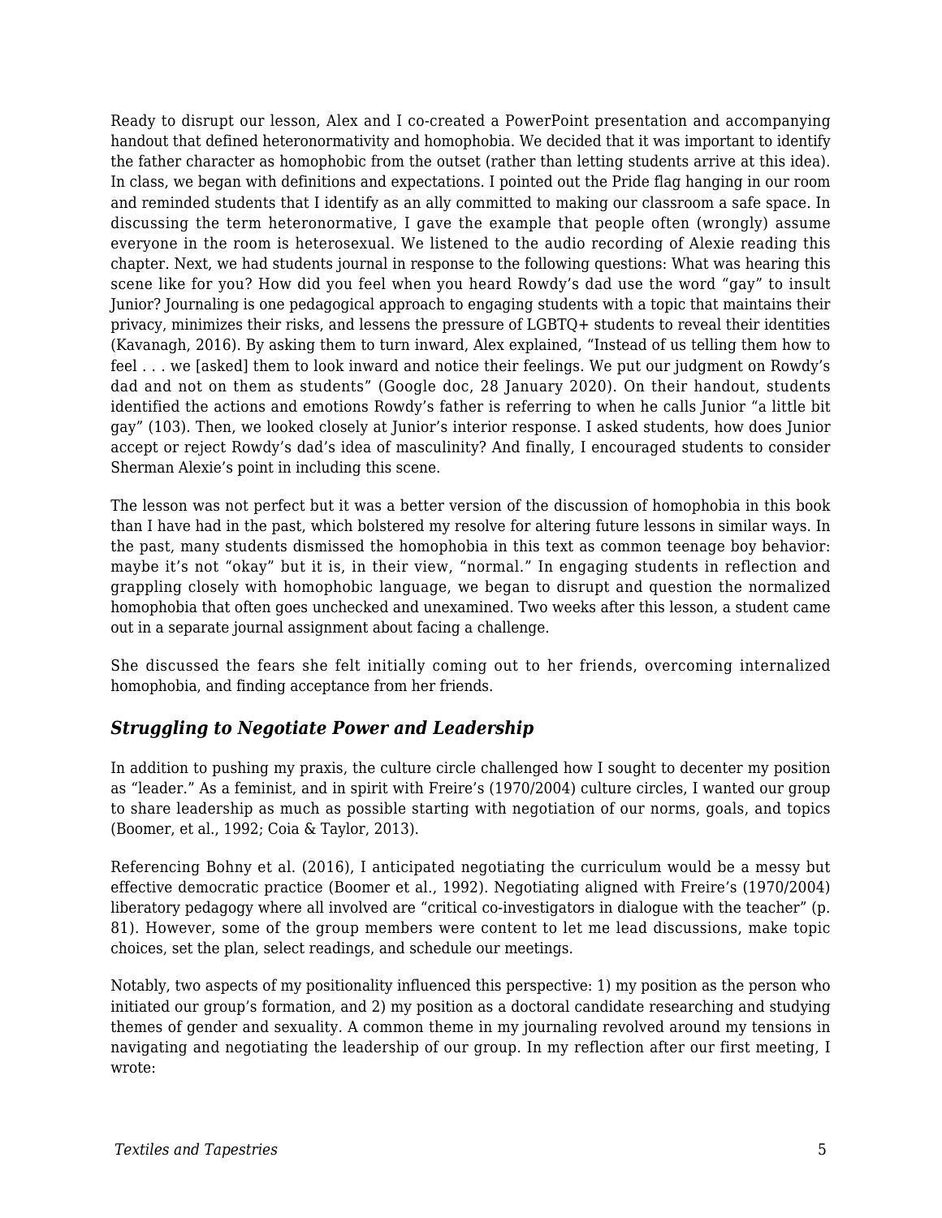Ready to disrupt our lesson, Alex and I co-created a PowerPoint presentation and accompanying handout that defined heteronormativity and homophobia. We decided that it was important to identify the father character as homophobic from the outset (rather than letting students arrive at this idea). In class, we began with definitions and expectations. I pointed out the Pride flag hanging in our room and reminded students that I identify as an ally committed to making our classroom a safe space. In discussing the term heteronormative, I gave the example that people often (wrongly) assume everyone in the room is heterosexual. We listened to the audio recording of Alexie reading this chapter. Next, we had students journal in response to the following questions: What was hearing this scene like for you? How did you feel when you heard Rowdy's dad use the word "gay" to insult Junior? Journaling is one pedagogical approach to engaging students with a topic that maintains their privacy, minimizes their risks, and lessens the pressure of LGBTQ+ students to reveal their identities (Kavanagh, 2016). By asking them to turn inward, Alex explained, "Instead of us telling them how to feel . . . we [asked] them to look inward and notice their feelings. We put our judgment on Rowdy's dad and not on them as students" (Google doc, 28 January 2020). On their handout, students identified the actions and emotions Rowdy's father is referring to when he calls Junior "a little bit gay" (103). Then, we looked closely at Junior's interior response. I asked students, how does Junior accept or reject Rowdy's dad's idea of masculinity? And finally, I encouraged students to consider Sherman Alexie's point in including this scene.

The lesson was not perfect but it was a better version of the discussion of homophobia in this book than I have had in the past, which bolstered my resolve for altering future lessons in similar ways. In the past, many students dismissed the homophobia in this text as common teenage boy behavior: maybe it's not "okay" but it is, in their view, "normal." In engaging students in reflection and grappling closely with homophobic language, we began to disrupt and question the normalized homophobia that often goes unchecked and unexamined. Two weeks after this lesson, a student came out in a separate journal assignment about facing a challenge.

She discussed the fears she felt initially coming out to her friends, overcoming internalized homophobia, and finding acceptance from her friends.

### *Struggling to Negotiate Power and Leadership*

In addition to pushing my praxis, the culture circle challenged how I sought to decenter my position as "leader." As a feminist, and in spirit with Freire's (1970/2004) culture circles, I wanted our group to share leadership as much as possible starting with negotiation of our norms, goals, and topics (Boomer, et al., 1992; Coia & Taylor, 2013).

Referencing Bohny et al. (2016), I anticipated negotiating the curriculum would be a messy but effective democratic practice (Boomer et al., 1992). Negotiating aligned with Freire's (1970/2004) liberatory pedagogy where all involved are "critical co-investigators in dialogue with the teacher" (p. 81). However, some of the group members were content to let me lead discussions, make topic choices, set the plan, select readings, and schedule our meetings.

Notably, two aspects of my positionality influenced this perspective: 1) my position as the person who initiated our group's formation, and 2) my position as a doctoral candidate researching and studying themes of gender and sexuality. A common theme in my journaling revolved around my tensions in navigating and negotiating the leadership of our group. In my reflection after our first meeting, I wrote: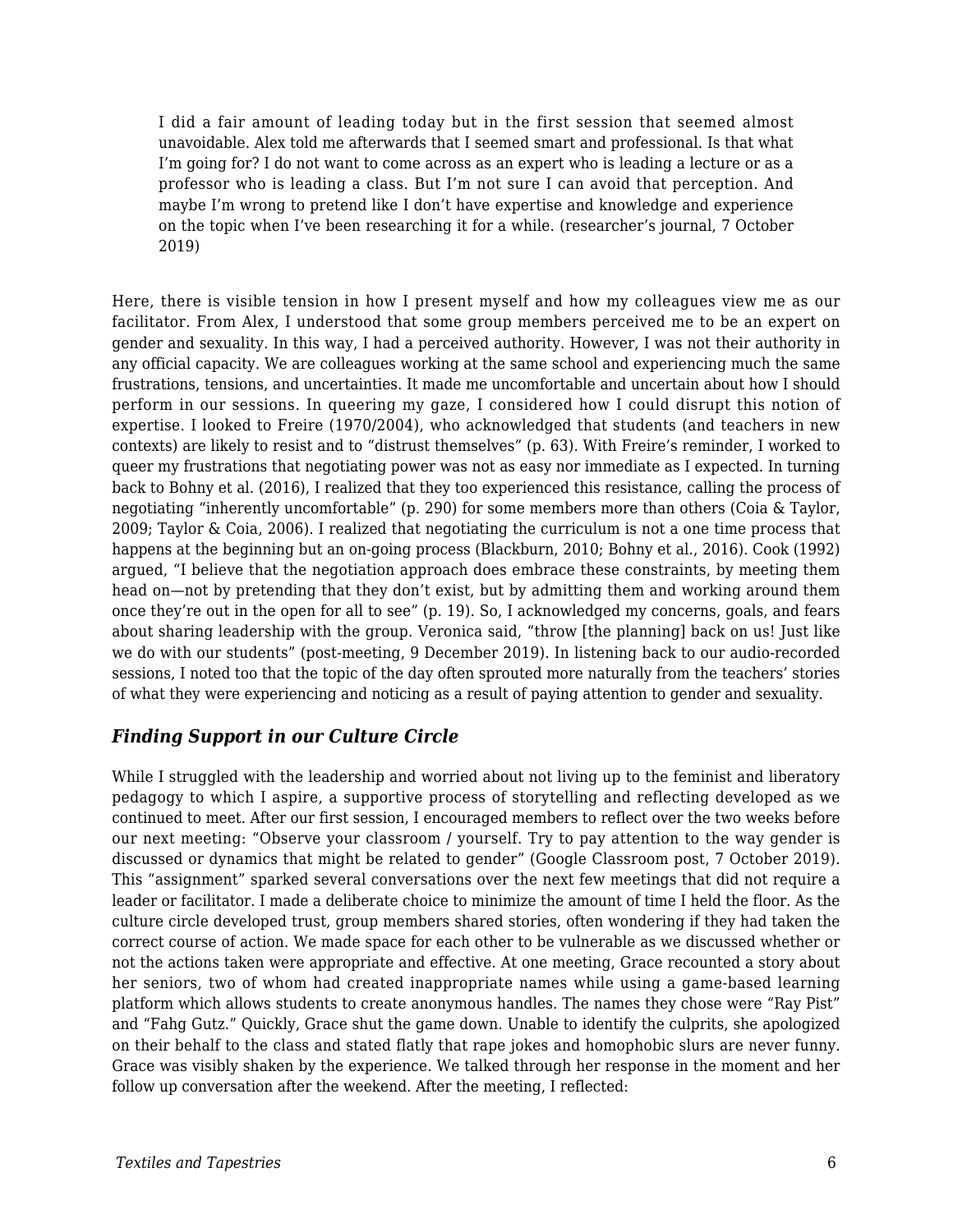> I did a fair amount of leading today but in the first session that seemed almost unavoidable. Alex told me afterwards that I seemed smart and professional. Is that what I'm going for? I do not want to come across as an expert who is leading a lecture or as a professor who is leading a class. But I'm not sure I can avoid that perception. And maybe I'm wrong to pretend like I don't have expertise and knowledge and experience on the topic when I've been researching it for a while. (researcher's journal, 7 October 2019)

Here, there is visible tension in how I present myself and how my colleagues view me as our facilitator. From Alex, I understood that some group members perceived me to be an expert on gender and sexuality. In this way, I had a perceived authority. However, I was not their authority in any official capacity. We are colleagues working at the same school and experiencing much the same frustrations, tensions, and uncertainties. It made me uncomfortable and uncertain about how I should perform in our sessions. In queering my gaze, I considered how I could disrupt this notion of expertise. I looked to Freire (1970/2004), who acknowledged that students (and teachers in new contexts) are likely to resist and to "distrust themselves" (p. 63). With Freire's reminder, I worked to queer my frustrations that negotiating power was not as easy nor immediate as I expected. In turning back to Bohny et al. (2016), I realized that they too experienced this resistance, calling the process of negotiating "inherently uncomfortable" (p. 290) for some members more than others (Coia & Taylor, 2009; Taylor & Coia, 2006). I realized that negotiating the curriculum is not a one time process that happens at the beginning but an on-going process (Blackburn, 2010; Bohny et al., 2016). Cook (1992) argued, "I believe that the negotiation approach does embrace these constraints, by meeting them head on—not by pretending that they don't exist, but by admitting them and working around them once they're out in the open for all to see" (p. 19). So, I acknowledged my concerns, goals, and fears about sharing leadership with the group. Veronica said, "throw [the planning] back on us! Just like we do with our students" (post-meeting, 9 December 2019). In listening back to our audio-recorded sessions, I noted too that the topic of the day often sprouted more naturally from the teachers' stories of what they were experiencing and noticing as a result of paying attention to gender and sexuality.

### *Finding Support in our Culture Circle*

While I struggled with the leadership and worried about not living up to the feminist and liberatory pedagogy to which I aspire, a supportive process of storytelling and reflecting developed as we continued to meet. After our first session, I encouraged members to reflect over the two weeks before our next meeting: "Observe your classroom / yourself. Try to pay attention to the way gender is discussed or dynamics that might be related to gender" (Google Classroom post, 7 October 2019). This "assignment" sparked several conversations over the next few meetings that did not require a leader or facilitator. I made a deliberate choice to minimize the amount of time I held the floor. As the culture circle developed trust, group members shared stories, often wondering if they had taken the correct course of action. We made space for each other to be vulnerable as we discussed whether or not the actions taken were appropriate and effective. At one meeting, Grace recounted a story about her seniors, two of whom had created inappropriate names while using a game-based learning platform which allows students to create anonymous handles. The names they chose were "Ray Pist" and "Fahg Gutz." Quickly, Grace shut the game down. Unable to identify the culprits, she apologized on their behalf to the class and stated flatly that rape jokes and homophobic slurs are never funny. Grace was visibly shaken by the experience. We talked through her response in the moment and her follow up conversation after the weekend. After the meeting, I reflected: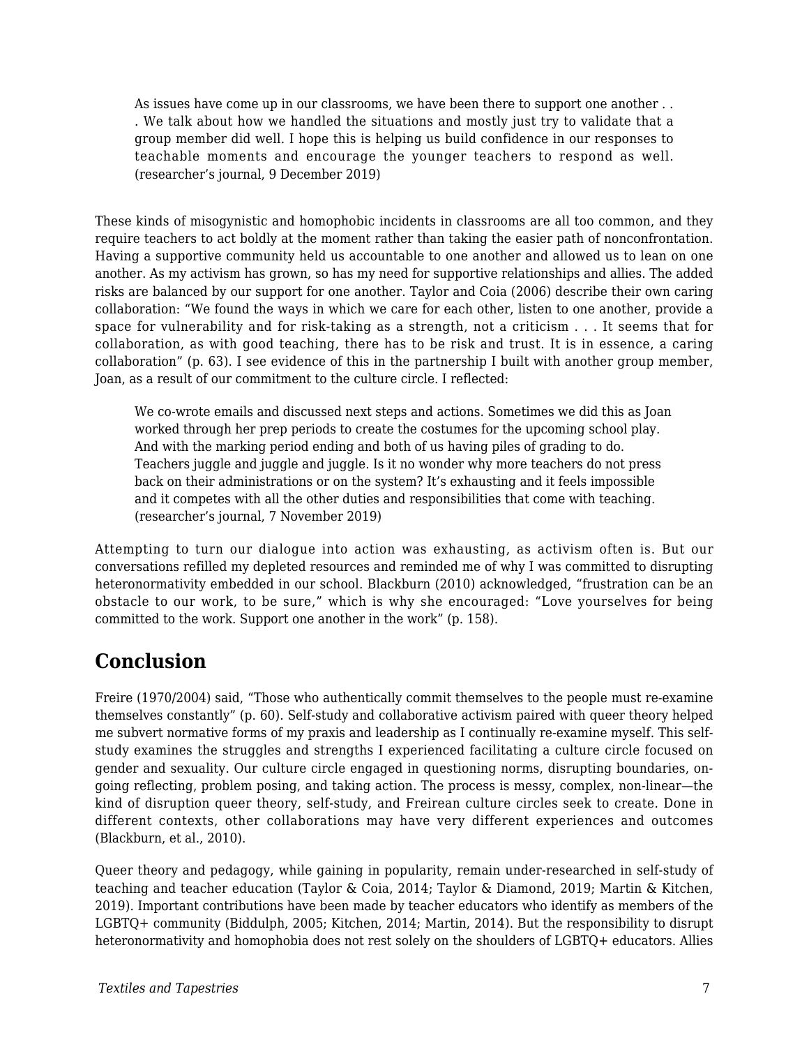> As issues have come up in our classrooms, we have been there to support one another . . . We talk about how we handled the situations and mostly just try to validate that a group member did well. I hope this is helping us build confidence in our responses to teachable moments and encourage the younger teachers to respond as well. (researcher's journal, 9 December 2019)

These kinds of misogynistic and homophobic incidents in classrooms are all too common, and they require teachers to act boldly at the moment rather than taking the easier path of nonconfrontation. Having a supportive community held us accountable to one another and allowed us to lean on one another. As my activism has grown, so has my need for supportive relationships and allies. The added risks are balanced by our support for one another. Taylor and Coia (2006) describe their own caring collaboration: "We found the ways in which we care for each other, listen to one another, provide a space for vulnerability and for risk-taking as a strength, not a criticism . . . It seems that for collaboration, as with good teaching, there has to be risk and trust. It is in essence, a caring collaboration" (p. 63). I see evidence of this in the partnership I built with another group member, Joan, as a result of our commitment to the culture circle. I reflected:

> We co-wrote emails and discussed next steps and actions. Sometimes we did this as Joan worked through her prep periods to create the costumes for the upcoming school play. And with the marking period ending and both of us having piles of grading to do. Teachers juggle and juggle and juggle. Is it no wonder why more teachers do not press back on their administrations or on the system? It's exhausting and it feels impossible and it competes with all the other duties and responsibilities that come with teaching. (researcher's journal, 7 November 2019)

Attempting to turn our dialogue into action was exhausting, as activism often is. But our conversations refilled my depleted resources and reminded me of why I was committed to disrupting heteronormativity embedded in our school. Blackburn (2010) acknowledged, "frustration can be an obstacle to our work, to be sure," which is why she encouraged: "Love yourselves for being committed to the work. Support one another in the work" (p. 158).

## Conclusion

Freire (1970/2004) said, "Those who authentically commit themselves to the people must re-examine themselves constantly" (p. 60). Self-study and collaborative activism paired with queer theory helped me subvert normative forms of my praxis and leadership as I continually re-examine myself. This self-study examines the struggles and strengths I experienced facilitating a culture circle focused on gender and sexuality. Our culture circle engaged in questioning norms, disrupting boundaries, on-going reflecting, problem posing, and taking action. The process is messy, complex, non-linear—the kind of disruption queer theory, self-study, and Freirean culture circles seek to create. Done in different contexts, other collaborations may have very different experiences and outcomes (Blackburn, et al., 2010).

Queer theory and pedagogy, while gaining in popularity, remain under-researched in self-study of teaching and teacher education (Taylor & Coia, 2014; Taylor & Diamond, 2019; Martin & Kitchen, 2019). Important contributions have been made by teacher educators who identify as members of the LGBTQ+ community (Biddulph, 2005; Kitchen, 2014; Martin, 2014). But the responsibility to disrupt heteronormativity and homophobia does not rest solely on the shoulders of LGBTQ+ educators. Allies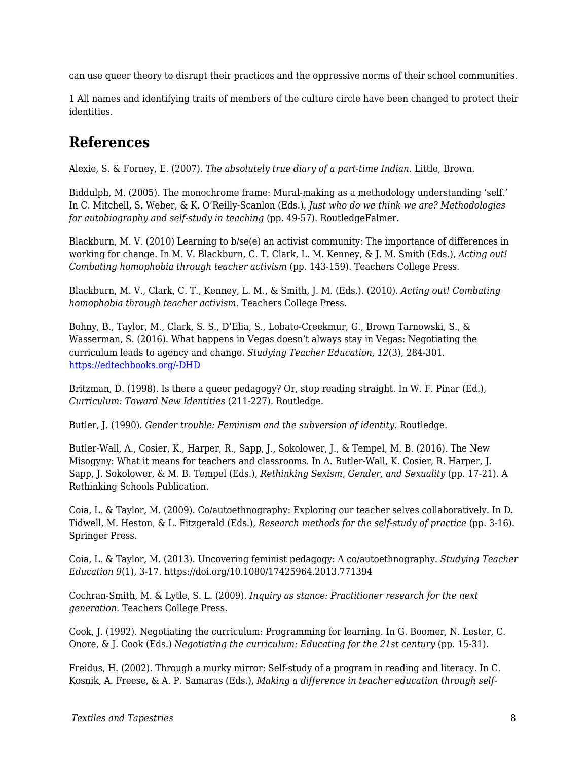can use queer theory to disrupt their practices and the oppressive norms of their school communities.

1 All names and identifying traits of members of the culture circle have been changed to protect their identities.

## References

Alexie, S. & Forney, E. (2007). *The absolutely true diary of a part-time Indian.* Little, Brown.

Biddulph, M. (2005). The monochrome frame: Mural-making as a methodology understanding 'self.' In C. Mitchell, S. Weber, & K. O'Reilly-Scanlon (Eds.), *Just who do we think we are? Methodologies for autobiography and self-study in teaching* (pp. 49-57). RoutledgeFalmer.

Blackburn, M. V. (2010) Learning to b/se(e) an activist community: The importance of differences in working for change. In M. V. Blackburn, C. T. Clark, L. M. Kenney, & J. M. Smith (Eds.), *Acting out! Combating homophobia through teacher activism* (pp. 143-159). Teachers College Press.

Blackburn, M. V., Clark, C. T., Kenney, L. M., & Smith, J. M. (Eds.). (2010). *Acting out! Combating homophobia through teacher activism.* Teachers College Press.

Bohny, B., Taylor, M., Clark, S. S., D'Elia, S., Lobato-Creekmur, G., Brown Tarnowski, S., & Wasserman, S. (2016). What happens in Vegas doesn't always stay in Vegas: Negotiating the curriculum leads to agency and change. *Studying Teacher Education, 12*(3), 284-301. https://edtechbooks.org/-DHD

Britzman, D. (1998). Is there a queer pedagogy? Or, stop reading straight. In W. F. Pinar (Ed.), *Curriculum: Toward New Identities* (211-227). Routledge.

Butler, J. (1990). *Gender trouble: Feminism and the subversion of identity.* Routledge.

Butler-Wall, A., Cosier, K., Harper, R., Sapp, J., Sokolower, J., & Tempel, M. B. (2016). The New Misogyny: What it means for teachers and classrooms. In A. Butler-Wall, K. Cosier, R. Harper, J. Sapp, J. Sokolower, & M. B. Tempel (Eds.), *Rethinking Sexism, Gender, and Sexuality* (pp. 17-21). A Rethinking Schools Publication.

Coia, L. & Taylor, M. (2009). Co/autoethnography: Exploring our teacher selves collaboratively. In D. Tidwell, M. Heston, & L. Fitzgerald (Eds.), *Research methods for the self-study of practice* (pp. 3-16). Springer Press.

Coia, L. & Taylor, M. (2013). Uncovering feminist pedagogy: A co/autoethnography. *Studying Teacher Education 9*(1), 3-17. https://doi.org/10.1080/17425964.2013.771394

Cochran-Smith, M. & Lytle, S. L. (2009). *Inquiry as stance: Practitioner research for the next generation.* Teachers College Press.

Cook, J. (1992). Negotiating the curriculum: Programming for learning. In G. Boomer, N. Lester, C. Onore, & J. Cook (Eds.) *Negotiating the curriculum: Educating for the 21st century* (pp. 15-31).

Freidus, H. (2002). Through a murky mirror: Self-study of a program in reading and literacy. In C. Kosnik, A. Freese, & A. P. Samaras (Eds.), *Making a difference in teacher education through self-*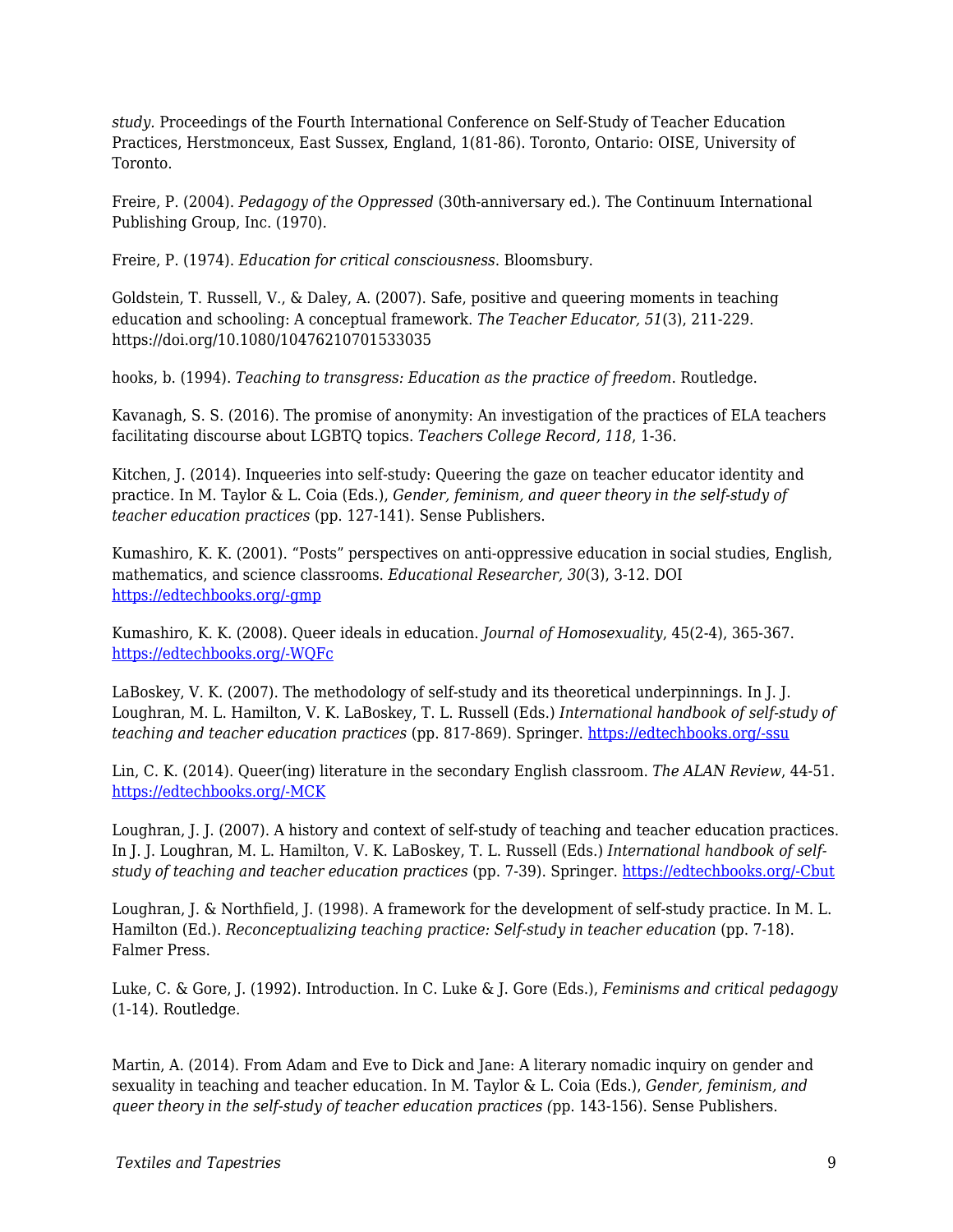*study*. Proceedings of the Fourth International Conference on Self-Study of Teacher Education Practices, Herstmonceux, East Sussex, England, 1(81-86). Toronto, Ontario: OISE, University of Toronto.

Freire, P. (2004). *Pedagogy of the Oppressed* (30th-anniversary ed.). The Continuum International Publishing Group, Inc. (1970).

Freire, P. (1974). *Education for critical consciousness*. Bloomsbury.

Goldstein, T. Russell, V., & Daley, A. (2007). Safe, positive and queering moments in teaching education and schooling: A conceptual framework. *The Teacher Educator, 51*(3), 211-229. https://doi.org/10.1080/10476210701533035

hooks, b. (1994). *Teaching to transgress: Education as the practice of freedom*. Routledge.

Kavanagh, S. S. (2016). The promise of anonymity: An investigation of the practices of ELA teachers facilitating discourse about LGBTQ topics. *Teachers College Record, 118*, 1-36.

Kitchen, J. (2014). Inqueeries into self-study: Queering the gaze on teacher educator identity and practice. In M. Taylor & L. Coia (Eds.), *Gender, feminism, and queer theory in the self-study of teacher education practices* (pp. 127-141). Sense Publishers.

Kumashiro, K. K. (2001). "Posts" perspectives on anti-oppressive education in social studies, English, mathematics, and science classrooms. *Educational Researcher, 30*(3), 3-12. DOI https://edtechbooks.org/-gmp

Kumashiro, K. K. (2008). Queer ideals in education. *Journal of Homosexuality*, 45(2-4), 365-367. https://edtechbooks.org/-WQFc

LaBoskey, V. K. (2007). The methodology of self-study and its theoretical underpinnings. In J. J. Loughran, M. L. Hamilton, V. K. LaBoskey, T. L. Russell (Eds.) *International handbook of self-study of teaching and teacher education practices* (pp. 817-869). Springer. https://edtechbooks.org/-ssu

Lin, C. K. (2014). Queer(ing) literature in the secondary English classroom. *The ALAN Review*, 44-51. https://edtechbooks.org/-MCK

Loughran, J. J. (2007). A history and context of self-study of teaching and teacher education practices. In J. J. Loughran, M. L. Hamilton, V. K. LaBoskey, T. L. Russell (Eds.) *International handbook of self-study of teaching and teacher education practices* (pp. 7-39). Springer. https://edtechbooks.org/-Cbut

Loughran, J. & Northfield, J. (1998). A framework for the development of self-study practice. In M. L. Hamilton (Ed.). *Reconceptualizing teaching practice: Self-study in teacher education* (pp. 7-18). Falmer Press.

Luke, C. & Gore, J. (1992). Introduction. In C. Luke & J. Gore (Eds.), *Feminisms and critical pedagogy* (1-14). Routledge.

Martin, A. (2014). From Adam and Eve to Dick and Jane: A literary nomadic inquiry on gender and sexuality in teaching and teacher education. In M. Taylor & L. Coia (Eds.), *Gender, feminism, and queer theory in the self-study of teacher education practices (*pp. 143-156). Sense Publishers.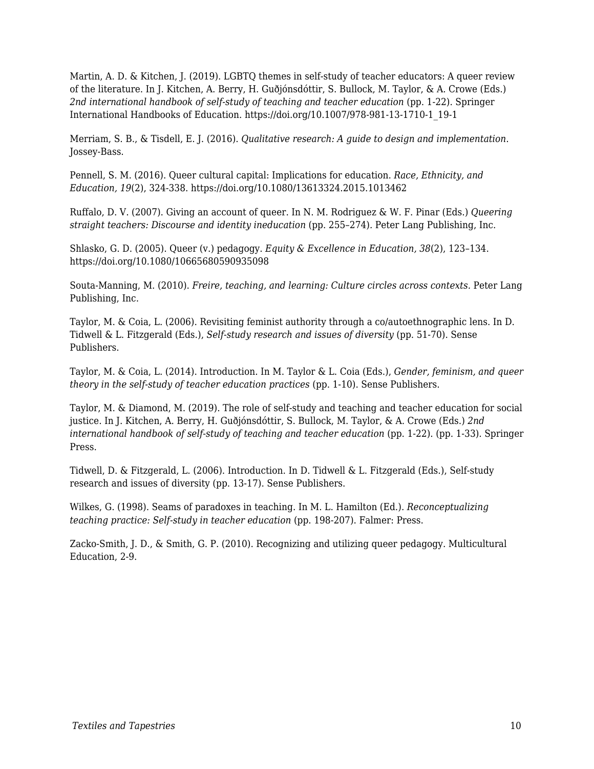Martin, A. D. & Kitchen, J. (2019). LGBTQ themes in self-study of teacher educators: A queer review of the literature. In J. Kitchen, A. Berry, H. Guðjónsdóttir, S. Bullock, M. Taylor, & A. Crowe (Eds.) *2nd international handbook of self-study of teaching and teacher education* (pp. 1-22). Springer International Handbooks of Education. https://doi.org/10.1007/978-981-13-1710-1_19-1

Merriam, S. B., & Tisdell, E. J. (2016). *Qualitative research: A guide to design and implementation.* Jossey-Bass.

Pennell, S. M. (2016). Queer cultural capital: Implications for education. *Race, Ethnicity, and Education, 19*(2), 324-338. https://doi.org/10.1080/13613324.2015.1013462

Ruffalo, D. V. (2007). Giving an account of queer. In N. M. Rodriguez & W. F. Pinar (Eds.) *Queering straight teachers: Discourse and identity ineducation* (pp. 255–274). Peter Lang Publishing, Inc.

Shlasko, G. D. (2005). Queer (v.) pedagogy. *Equity & Excellence in Education, 38*(2), 123–134. https://doi.org/10.1080/10665680590935098

Souta-Manning, M. (2010). *Freire, teaching, and learning: Culture circles across contexts.* Peter Lang Publishing, Inc.

Taylor, M. & Coia, L. (2006). Revisiting feminist authority through a co/autoethnographic lens. In D. Tidwell & L. Fitzgerald (Eds.), *Self-study research and issues of diversity* (pp. 51-70). Sense Publishers.

Taylor, M. & Coia, L. (2014). Introduction. In M. Taylor & L. Coia (Eds.), *Gender, feminism, and queer theory in the self-study of teacher education practices* (pp. 1-10). Sense Publishers.

Taylor, M. & Diamond, M. (2019). The role of self-study and teaching and teacher education for social justice. In J. Kitchen, A. Berry, H. Guðjónsdóttir, S. Bullock, M. Taylor, & A. Crowe (Eds.) *2nd international handbook of self-study of teaching and teacher education* (pp. 1-22). (pp. 1-33). Springer Press.

Tidwell, D. & Fitzgerald, L. (2006). Introduction. In D. Tidwell & L. Fitzgerald (Eds.), Self-study research and issues of diversity (pp. 13-17). Sense Publishers.

Wilkes, G. (1998). Seams of paradoxes in teaching. In M. L. Hamilton (Ed.). *Reconceptualizing teaching practice: Self-study in teacher education* (pp. 198-207). Falmer: Press.

Zacko-Smith, J. D., & Smith, G. P. (2010). Recognizing and utilizing queer pedagogy. Multicultural Education, 2-9.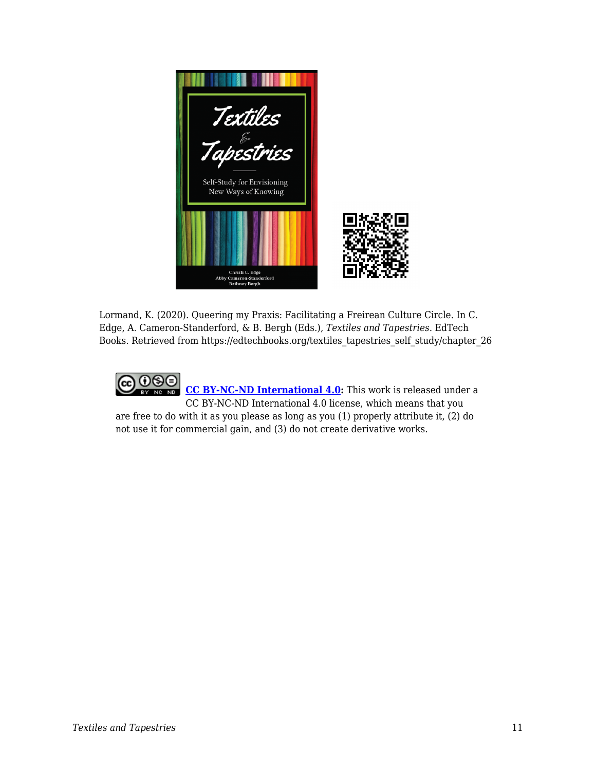Lormand, K. (2020). Queering my Praxis: Facilitating a Freirean Culture Circle. In C. Edge, A. Cameron-Standerford, & B. Bergh (Eds.), *Textiles and Tapestries*. EdTech Books. Retrieved from https://edtechbooks.org/textiles_tapestries_self_study/chapter_26

**CC BY-NC-ND International 4.0:** This work is released under a CC BY-NC-ND International 4.0 license, which means that you are free to do with it as you please as long as you (1) properly attribute it, (2) do not use it for commercial gain, and (3) do not create derivative works.